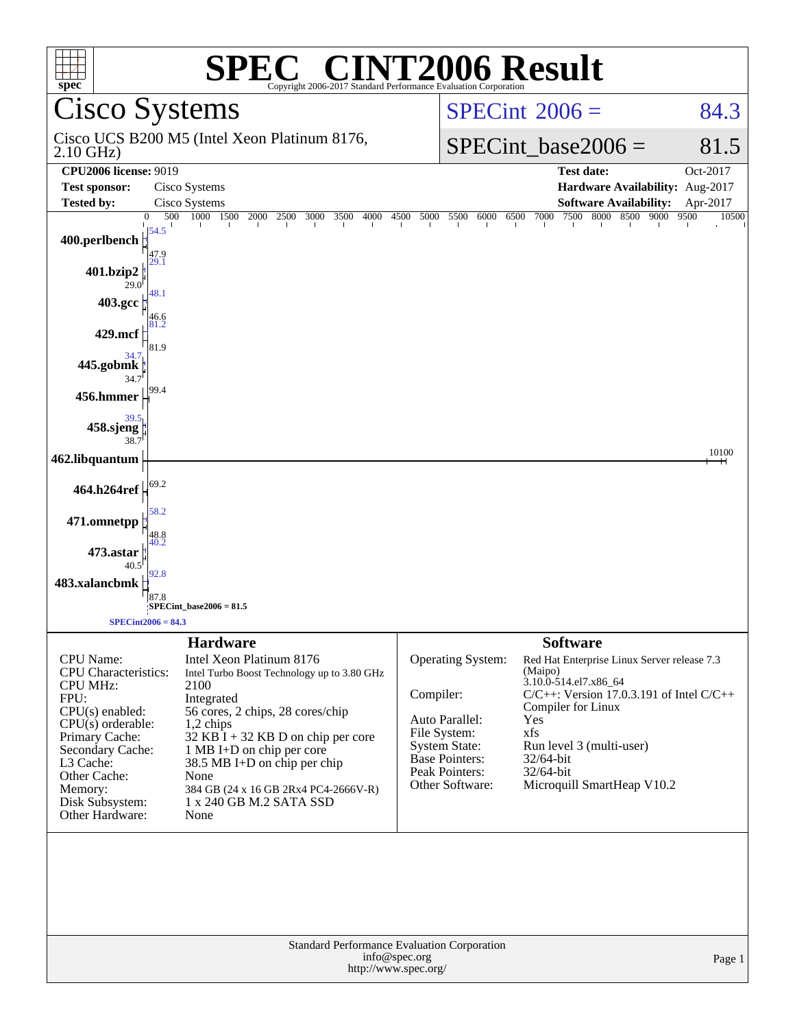# SPEC CINT2006 Result

Copyright 2006-2017 Standard Performance Evaluation Corporation

## Cisco Systems

Cisco UCS B200 M5 (Intel Xeon Platinum 8176, 2.10 GHz)

SPECint 2006 = 84.3

SPECint_base2006 = 81.5

| | | | |
|---|---|---|---|
| **CPU2006 license:** 9019 | | **Test date:** | Oct-2017 |
| **Test sponsor:** | Cisco Systems | **Hardware Availability:** | Aug-2017 |
| **Tested by:** | Cisco Systems | **Software Availability:** | Apr-2017 |

| Benchmark | Peak | Base |
|---|---|---|
| 400.perlbench | 54.5 | 47.9 |
| 401.bzip2 | 29.1 | 29.0 |
| 403.gcc | 48.1 | 46.6 |
| 429.mcf | 81.2 | 81.9 |
| 445.gobmk | 34.7 | 34.7 |
| 456.hmmer | 99.4 | 99.4 |
| 458.sjeng | 39.5 | 38.7 |
| 462.libquantum | 10100 | 10100 |
| 464.h264ref | 69.2 | 69.2 |
| 471.omnetpp | 58.2 | 48.8 |
| 473.astar | 40.2 | 40.5 |
| 483.xalancbmk | 92.8 | 87.8 |

SPECint_base2006 = 81.5

SPECint2006 = 84.3

### Hardware

| | |
|---|---|
| CPU Name: | Intel Xeon Platinum 8176 |
| CPU Characteristics: | Intel Turbo Boost Technology up to 3.80 GHz |
| CPU MHz: | 2100 |
| FPU: | Integrated |
| CPU(s) enabled: | 56 cores, 2 chips, 28 cores/chip |
| CPU(s) orderable: | 1,2 chips |
| Primary Cache: | 32 KB I + 32 KB D on chip per core |
| Secondary Cache: | 1 MB I+D on chip per core |
| L3 Cache: | 38.5 MB I+D on chip per chip |
| Other Cache: | None |
| Memory: | 384 GB (24 x 16 GB 2Rx4 PC4-2666V-R) |
| Disk Subsystem: | 1 x 240 GB M.2 SATA SSD |
| Other Hardware: | None |

### Software

| | |
|---|---|
| Operating System: | Red Hat Enterprise Linux Server release 7.3 (Maipo) 3.10.0-514.el7.x86_64 |
| Compiler: | C/C++: Version 17.0.3.191 of Intel C/C++ Compiler for Linux |
| Auto Parallel: | Yes |
| File System: | xfs |
| System State: | Run level 3 (multi-user) |
| Base Pointers: | 32/64-bit |
| Peak Pointers: | 32/64-bit |
| Other Software: | Microquill SmartHeap V10.2 |

Standard Performance Evaluation Corporation
info@spec.org
http://www.spec.org/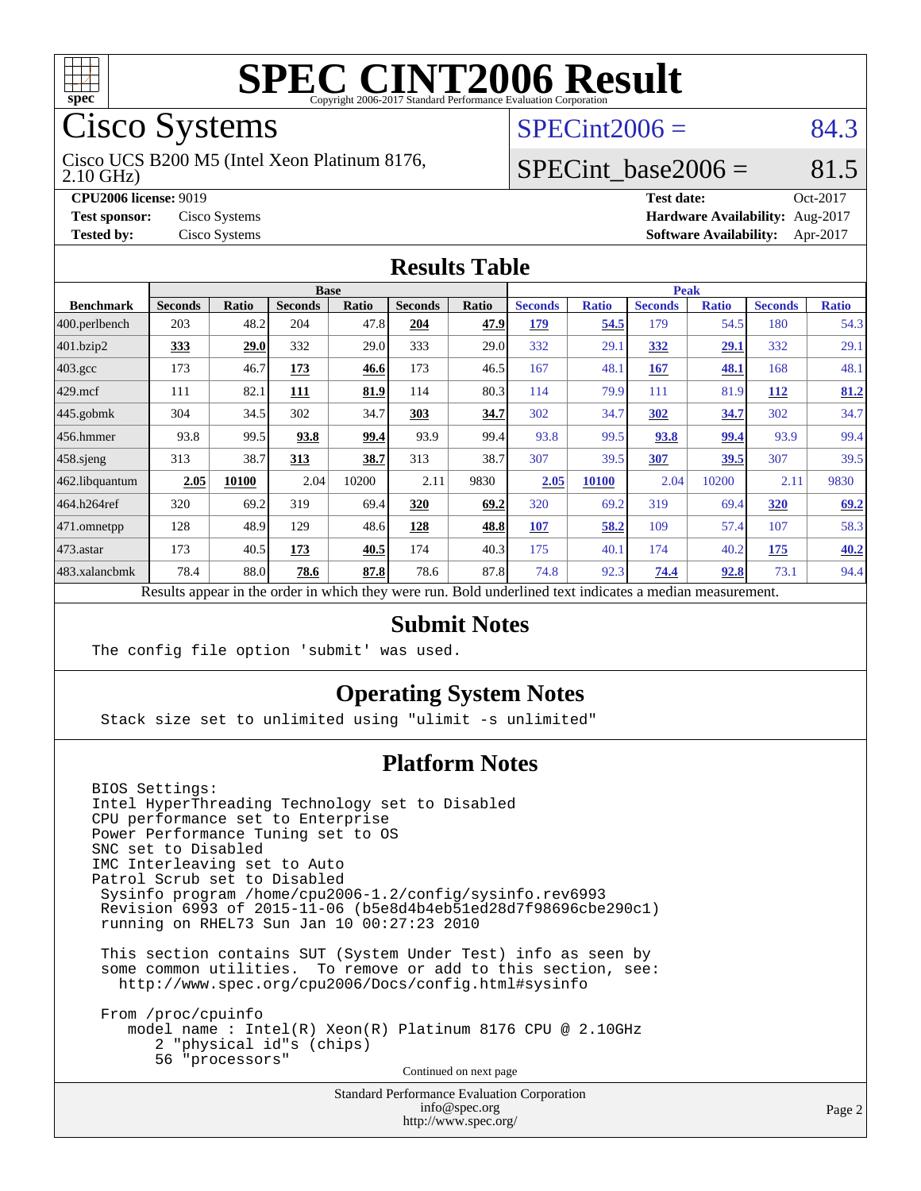# SPEC CINT2006 Result

Copyright 2006-2017 Standard Performance Evaluation Corporation

## Cisco Systems

Cisco UCS B200 M5 (Intel Xeon Platinum 8176, 2.10 GHz)

SPECint2006 = 84.3

SPECint_base2006 = 81.5

**CPU2006 license:** 9019
**Test sponsor:** Cisco Systems
**Tested by:** Cisco Systems

**Test date:** Oct-2017
**Hardware Availability:** Aug-2017
**Software Availability:** Apr-2017

## Results Table

| Benchmark | Base | | | | | | Peak | | | | | |
|---|---|---|---|---|---|---|---|---|---|---|---|---|
| | Seconds | Ratio | Seconds | Ratio | Seconds | Ratio | Seconds | Ratio | Seconds | Ratio | Seconds | Ratio |
| 400.perlbench | 203 | 48.2 | 204 | 47.8 | **204** | **47.9** | **179** | **54.5** | 179 | 54.5 | 180 | 54.3 |
| 401.bzip2 | **333** | **29.0** | 332 | 29.0 | 333 | 29.0 | 332 | 29.1 | **332** | **29.1** | 332 | 29.1 |
| 403.gcc | 173 | 46.7 | **173** | **46.6** | 173 | 46.5 | 167 | 48.1 | **167** | **48.1** | 168 | 48.1 |
| 429.mcf | 111 | 82.1 | **111** | **81.9** | 114 | 80.3 | 114 | 79.9 | 111 | 81.9 | **112** | **81.2** |
| 445.gobmk | 304 | 34.5 | 302 | 34.7 | **303** | **34.7** | 302 | 34.7 | **302** | **34.7** | 302 | 34.7 |
| 456.hmmer | 93.8 | 99.5 | **93.8** | **99.4** | 93.9 | 99.4 | 93.8 | 99.5 | **93.8** | **99.4** | 93.9 | 99.4 |
| 458.sjeng | 313 | 38.7 | **313** | **38.7** | 313 | 38.7 | 307 | 39.5 | **307** | **39.5** | 307 | 39.5 |
| 462.libquantum | **2.05** | **10100** | 2.04 | 10200 | 2.11 | 9830 | **2.05** | **10100** | 2.04 | 10200 | 2.11 | 9830 |
| 464.h264ref | 320 | 69.2 | 319 | 69.4 | **320** | **69.2** | 320 | 69.2 | 319 | 69.4 | **320** | **69.2** |
| 471.omnetpp | 128 | 48.9 | 129 | 48.6 | **128** | **48.8** | **107** | **58.2** | 109 | 57.4 | 107 | 58.3 |
| 473.astar | 173 | 40.5 | **173** | **40.5** | 174 | 40.3 | 175 | 40.1 | 174 | 40.2 | **175** | **40.2** |
| 483.xalancbmk | 78.4 | 88.0 | **78.6** | **87.8** | 78.6 | 87.8 | 74.8 | 92.3 | **74.4** | **92.8** | 73.1 | 94.4 |

Results appear in the order in which they were run. Bold underlined text indicates a median measurement.

## Submit Notes

```
The config file option 'submit' was used.
```

## Operating System Notes

```
Stack size set to unlimited using "ulimit -s unlimited"
```

## Platform Notes

```
BIOS Settings:
Intel HyperThreading Technology set to Disabled
CPU performance set to Enterprise
Power Performance Tuning set to OS
SNC set to Disabled
IMC Interleaving set to Auto
Patrol Scrub set to Disabled
 Sysinfo program /home/cpu2006-1.2/config/sysinfo.rev6993
 Revision 6993 of 2015-11-06 (b5e8d4b4eb51ed28d7f98696cbe290c1)
 running on RHEL73 Sun Jan 10 00:27:23 2010

 This section contains SUT (System Under Test) info as seen by
 some common utilities.  To remove or add to this section, see:
   http://www.spec.org/cpu2006/Docs/config.html#sysinfo

 From /proc/cpuinfo
    model name : Intel(R) Xeon(R) Platinum 8176 CPU @ 2.10GHz
       2 "physical id"s (chips)
       56 "processors"
```

Continued on next page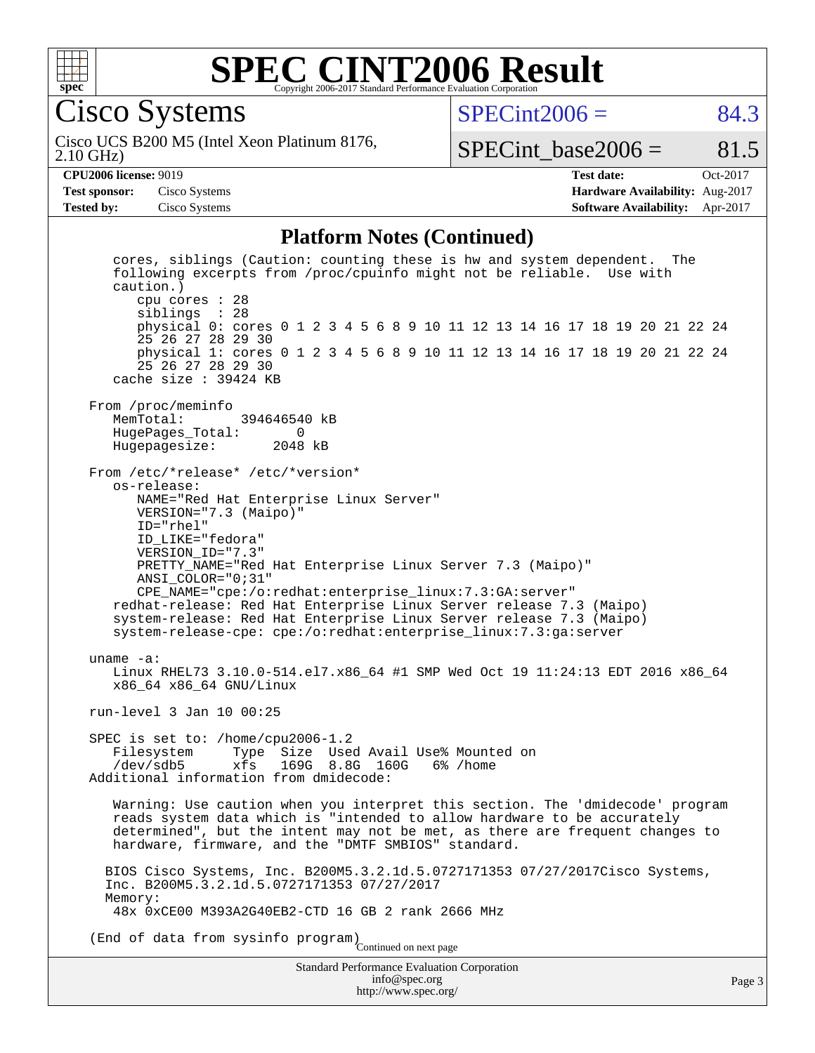# SPEC CINT2006 Result

## Cisco Systems

Cisco UCS B200 M5 (Intel Xeon Platinum 8176, 2.10 GHz)

SPECint2006 = 84.3

SPECint_base2006 = 81.5

**CPU2006 license:** 9019
**Test sponsor:** Cisco Systems
**Tested by:** Cisco Systems

**Test date:** Oct-2017
**Hardware Availability:** Aug-2017
**Software Availability:** Apr-2017

### Platform Notes (Continued)

```
        cores, siblings (Caution: counting these is hw and system dependent.  The
        following excerpts from /proc/cpuinfo might not be reliable.  Use with
        caution.)
           cpu cores : 28
           siblings  : 28
           physical 0: cores 0 1 2 3 4 5 6 8 9 10 11 12 13 14 16 17 18 19 20 21 22 24
           25 26 27 28 29 30
           physical 1: cores 0 1 2 3 4 5 6 8 9 10 11 12 13 14 16 17 18 19 20 21 22 24
           25 26 27 28 29 30
        cache size : 39424 KB

     From /proc/meminfo
        MemTotal:       394646540 kB
        HugePages_Total:       0
        Hugepagesize:       2048 kB

     From /etc/*release* /etc/*version*
        os-release:
           NAME="Red Hat Enterprise Linux Server"
           VERSION="7.3 (Maipo)"
           ID="rhel"
           ID_LIKE="fedora"
           VERSION_ID="7.3"
           PRETTY_NAME="Red Hat Enterprise Linux Server 7.3 (Maipo)"
           ANSI_COLOR="0;31"
           CPE_NAME="cpe:/o:redhat:enterprise_linux:7.3:GA:server"
        redhat-release: Red Hat Enterprise Linux Server release 7.3 (Maipo)
        system-release: Red Hat Enterprise Linux Server release 7.3 (Maipo)
        system-release-cpe: cpe:/o:redhat:enterprise_linux:7.3:ga:server

     uname -a:
        Linux RHEL73 3.10.0-514.el7.x86_64 #1 SMP Wed Oct 19 11:24:13 EDT 2016 x86_64
        x86_64 x86_64 GNU/Linux

     run-level 3 Jan 10 00:25

     SPEC is set to: /home/cpu2006-1.2
        Filesystem     Type  Size  Used Avail Use% Mounted on
        /dev/sdb5      xfs   169G  8.8G  160G   6% /home
     Additional information from dmidecode:

        Warning: Use caution when you interpret this section. The 'dmidecode' program
        reads system data which is "intended to allow hardware to be accurately
        determined", but the intent may not be met, as there are frequent changes to
        hardware, firmware, and the "DMTF SMBIOS" standard.

       BIOS Cisco Systems, Inc. B200M5.3.2.1d.5.0727171353 07/27/2017Cisco Systems,
       Inc. B200M5.3.2.1d.5.0727171353 07/27/2017
       Memory:
        48x 0xCE00 M393A2G40EB2-CTD 16 GB 2 rank 2666 MHz

     (End of data from sysinfo program)
```

Continued on next page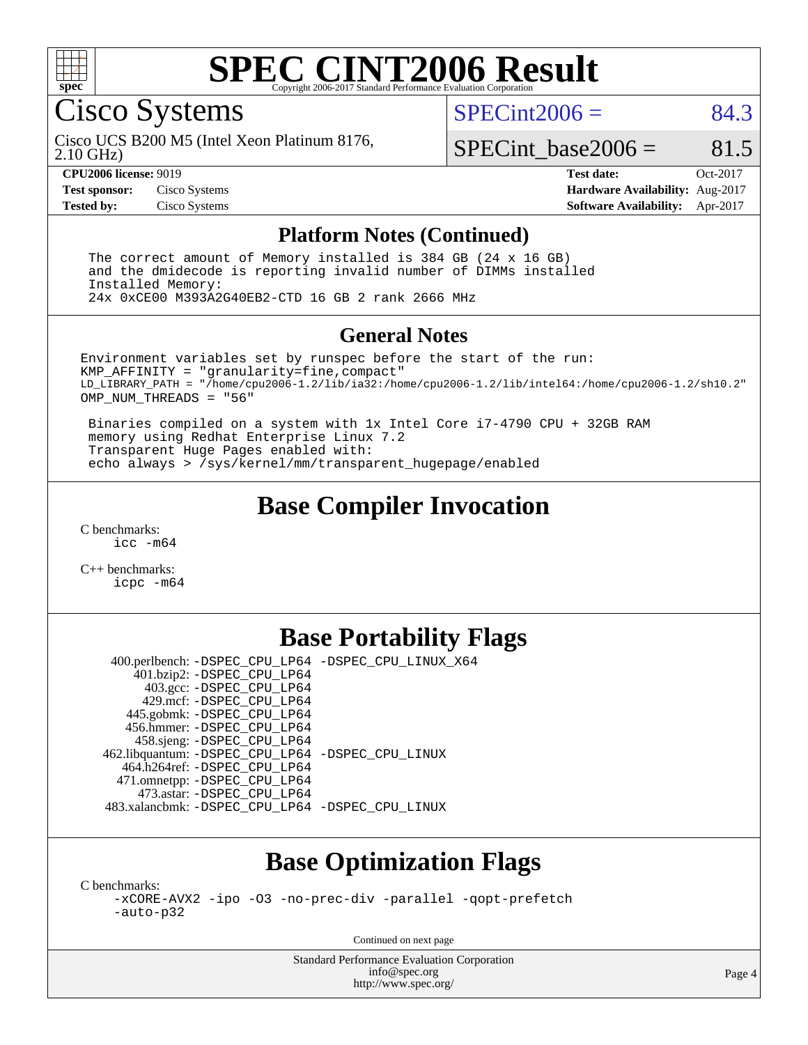# SPEC CINT2006 Result

Copyright 2006-2017 Standard Performance Evaluation Corporation

## Cisco Systems

Cisco UCS B200 M5 (Intel Xeon Platinum 8176, 2.10 GHz)

SPECint2006 = 84.3

SPECint_base2006 = 81.5

| | | | |
|---|---|---|---|
| **CPU2006 license:** 9019 | | **Test date:** | Oct-2017 |
| **Test sponsor:** | Cisco Systems | **Hardware Availability:** | Aug-2017 |
| **Tested by:** | Cisco Systems | **Software Availability:** | Apr-2017 |

### Platform Notes (Continued)

```
The correct amount of Memory installed is 384 GB (24 x 16 GB)
and the dmidecode is reporting invalid number of DIMMs installed
Installed Memory:
24x 0xCE00 M393A2G40EB2-CTD 16 GB 2 rank 2666 MHz
```

### General Notes

```
Environment variables set by runspec before the start of the run:
KMP_AFFINITY = "granularity=fine,compact"
LD_LIBRARY_PATH = "/home/cpu2006-1.2/lib/ia32:/home/cpu2006-1.2/lib/intel64:/home/cpu2006-1.2/sh10.2"
OMP_NUM_THREADS = "56"

 Binaries compiled on a system with 1x Intel Core i7-4790 CPU + 32GB RAM
 memory using Redhat Enterprise Linux 7.2
 Transparent Huge Pages enabled with:
 echo always > /sys/kernel/mm/transparent_hugepage/enabled
```

## Base Compiler Invocation

C benchmarks:
    icc -m64

C++ benchmarks:
    icpc -m64

## Base Portability Flags

| | |
|---|---|
| 400.perlbench: | -DSPEC_CPU_LP64 -DSPEC_CPU_LINUX_X64 |
| 401.bzip2: | -DSPEC_CPU_LP64 |
| 403.gcc: | -DSPEC_CPU_LP64 |
| 429.mcf: | -DSPEC_CPU_LP64 |
| 445.gobmk: | -DSPEC_CPU_LP64 |
| 456.hmmer: | -DSPEC_CPU_LP64 |
| 458.sjeng: | -DSPEC_CPU_LP64 |
| 462.libquantum: | -DSPEC_CPU_LP64 -DSPEC_CPU_LINUX |
| 464.h264ref: | -DSPEC_CPU_LP64 |
| 471.omnetpp: | -DSPEC_CPU_LP64 |
| 473.astar: | -DSPEC_CPU_LP64 |
| 483.xalancbmk: | -DSPEC_CPU_LP64 -DSPEC_CPU_LINUX |

## Base Optimization Flags

C benchmarks:
    -xCORE-AVX2 -ipo -O3 -no-prec-div -parallel -qopt-prefetch
    -auto-p32

Continued on next page

Standard Performance Evaluation Corporation
info@spec.org
http://www.spec.org/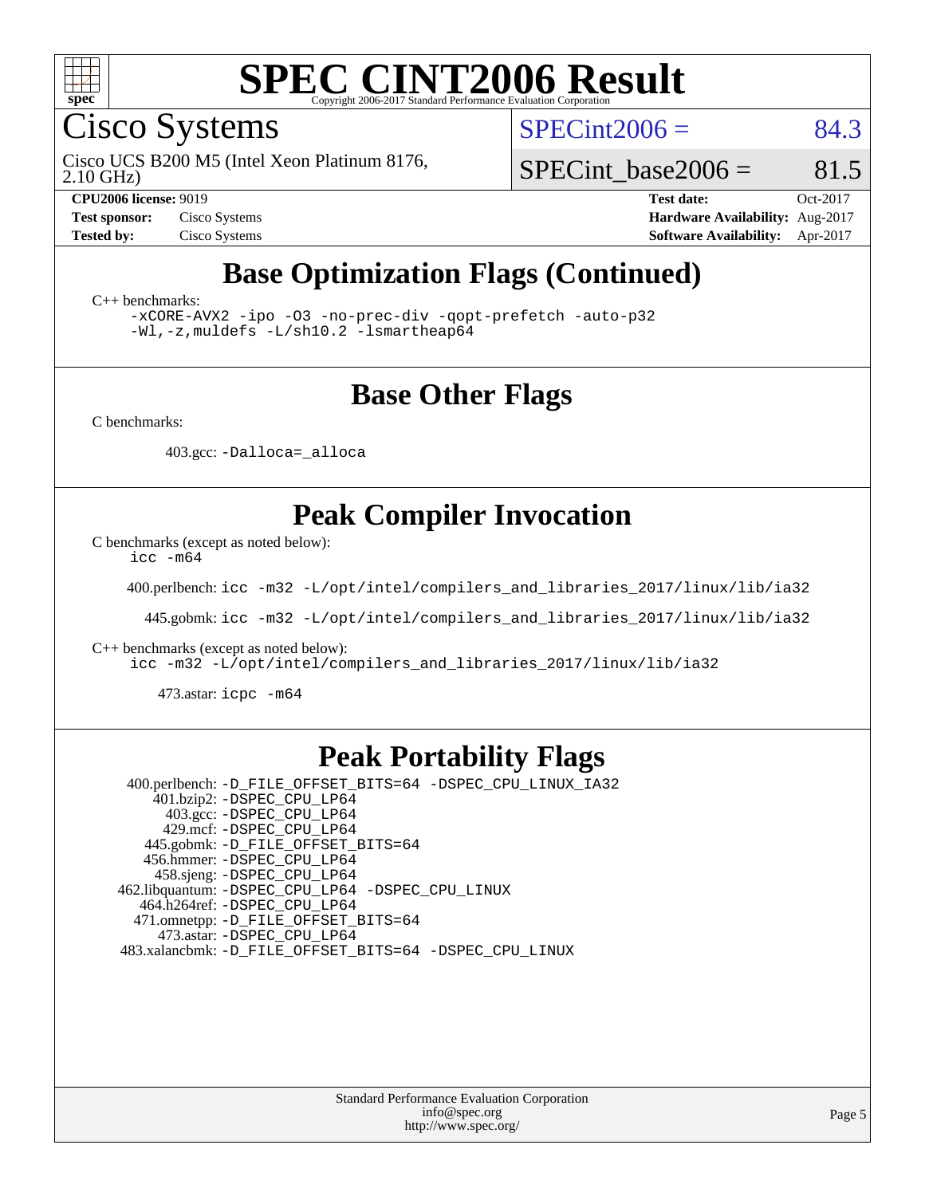# SPEC CINT2006 Result

Copyright 2006-2017 Standard Performance Evaluation Corporation

## Cisco Systems

Cisco UCS B200 M5 (Intel Xeon Platinum 8176, 2.10 GHz)

SPECint2006 = 84.3

SPECint_base2006 = 81.5

**CPU2006 license:** 9019
**Test sponsor:** Cisco Systems
**Tested by:** Cisco Systems

**Test date:** Oct-2017
**Hardware Availability:** Aug-2017
**Software Availability:** Apr-2017

## Base Optimization Flags (Continued)

C++ benchmarks:

```
-xCORE-AVX2 -ipo -O3 -no-prec-div -qopt-prefetch -auto-p32
-Wl,-z,muldefs -L/sh10.2 -lsmartheap64
```

## Base Other Flags

C benchmarks:

403.gcc: `-Dalloca=_alloca`

## Peak Compiler Invocation

C benchmarks (except as noted below):

```
icc -m64
```

400.perlbench: `icc -m32 -L/opt/intel/compilers_and_libraries_2017/linux/lib/ia32`

445.gobmk: `icc -m32 -L/opt/intel/compilers_and_libraries_2017/linux/lib/ia32`

C++ benchmarks (except as noted below):

```
icc -m32 -L/opt/intel/compilers_and_libraries_2017/linux/lib/ia32
```

473.astar: `icpc -m64`

## Peak Portability Flags

400.perlbench: `-D_FILE_OFFSET_BITS=64 -DSPEC_CPU_LINUX_IA32`
401.bzip2: `-DSPEC_CPU_LP64`
403.gcc: `-DSPEC_CPU_LP64`
429.mcf: `-DSPEC_CPU_LP64`
445.gobmk: `-D_FILE_OFFSET_BITS=64`
456.hmmer: `-DSPEC_CPU_LP64`
458.sjeng: `-DSPEC_CPU_LP64`
462.libquantum: `-DSPEC_CPU_LP64 -DSPEC_CPU_LINUX`
464.h264ref: `-DSPEC_CPU_LP64`
471.omnetpp: `-D_FILE_OFFSET_BITS=64`
473.astar: `-DSPEC_CPU_LP64`
483.xalancbmk: `-D_FILE_OFFSET_BITS=64 -DSPEC_CPU_LINUX`

Standard Performance Evaluation Corporation
info@spec.org
http://www.spec.org/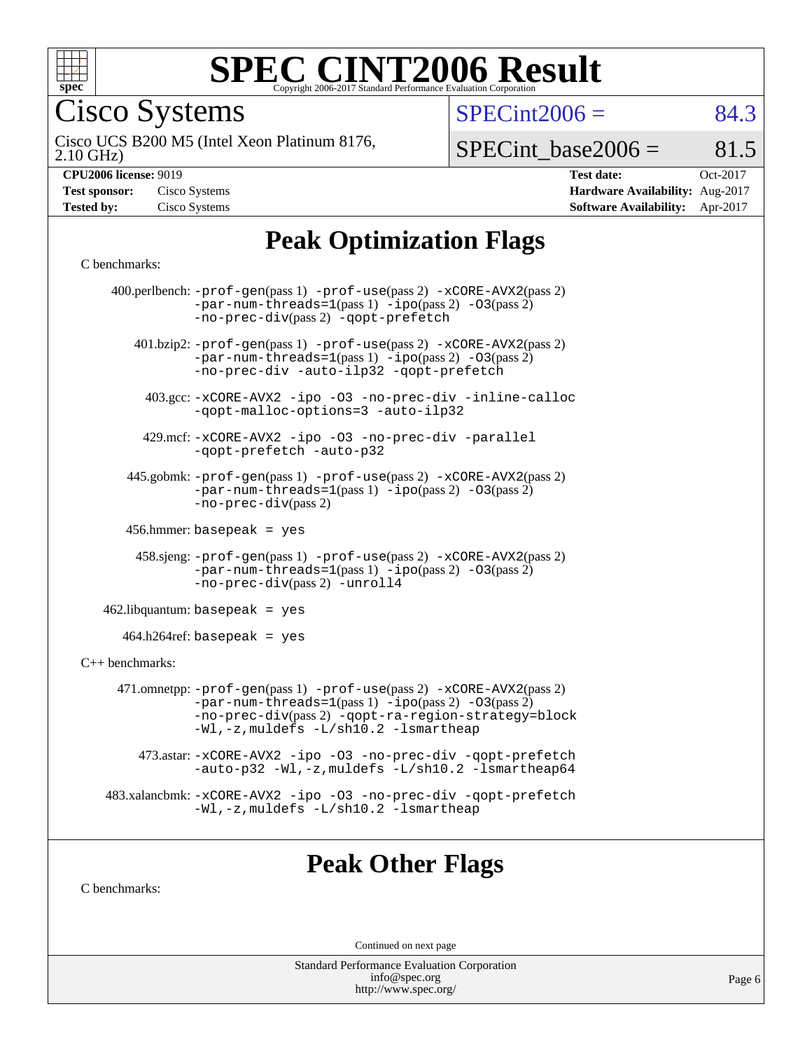# SPEC CINT2006 Result

Copyright 2006-2017 Standard Performance Evaluation Corporation

## Cisco Systems

Cisco UCS B200 M5 (Intel Xeon Platinum 8176, 2.10 GHz)

SPECint2006 = 84.3

SPECint_base2006 = 81.5

| | | | |
|---|---|---|---|
| **CPU2006 license:** 9019 | | **Test date:** | Oct-2017 |
| **Test sponsor:** | Cisco Systems | **Hardware Availability:** | Aug-2017 |
| **Tested by:** | Cisco Systems | **Software Availability:** | Apr-2017 |

## Peak Optimization Flags

C benchmarks:

400.perlbench: `-prof-gen`(pass 1) `-prof-use`(pass 2) `-xCORE-AVX2`(pass 2) `-par-num-threads=1`(pass 1) `-ipo`(pass 2) `-O3`(pass 2) `-no-prec-div`(pass 2) `-qopt-prefetch`

401.bzip2: `-prof-gen`(pass 1) `-prof-use`(pass 2) `-xCORE-AVX2`(pass 2) `-par-num-threads=1`(pass 1) `-ipo`(pass 2) `-O3`(pass 2) `-no-prec-div -auto-ilp32 -qopt-prefetch`

403.gcc: `-xCORE-AVX2 -ipo -O3 -no-prec-div -inline-calloc -qopt-malloc-options=3 -auto-ilp32`

429.mcf: `-xCORE-AVX2 -ipo -O3 -no-prec-div -parallel -qopt-prefetch -auto-p32`

445.gobmk: `-prof-gen`(pass 1) `-prof-use`(pass 2) `-xCORE-AVX2`(pass 2) `-par-num-threads=1`(pass 1) `-ipo`(pass 2) `-O3`(pass 2) `-no-prec-div`(pass 2)

456.hmmer: `basepeak = yes`

458.sjeng: `-prof-gen`(pass 1) `-prof-use`(pass 2) `-xCORE-AVX2`(pass 2) `-par-num-threads=1`(pass 1) `-ipo`(pass 2) `-O3`(pass 2) `-no-prec-div`(pass 2) `-unroll4`

462.libquantum: `basepeak = yes`

464.h264ref: `basepeak = yes`

C++ benchmarks:

471.omnetpp: `-prof-gen`(pass 1) `-prof-use`(pass 2) `-xCORE-AVX2`(pass 2) `-par-num-threads=1`(pass 1) `-ipo`(pass 2) `-O3`(pass 2) `-no-prec-div`(pass 2) `-qopt-ra-region-strategy=block -Wl,-z,muldefs -L/sh10.2 -lsmartheap`

473.astar: `-xCORE-AVX2 -ipo -O3 -no-prec-div -qopt-prefetch -auto-p32 -Wl,-z,muldefs -L/sh10.2 -lsmartheap64`

483.xalancbmk: `-xCORE-AVX2 -ipo -O3 -no-prec-div -qopt-prefetch -Wl,-z,muldefs -L/sh10.2 -lsmartheap`

## Peak Other Flags

C benchmarks:

Continued on next page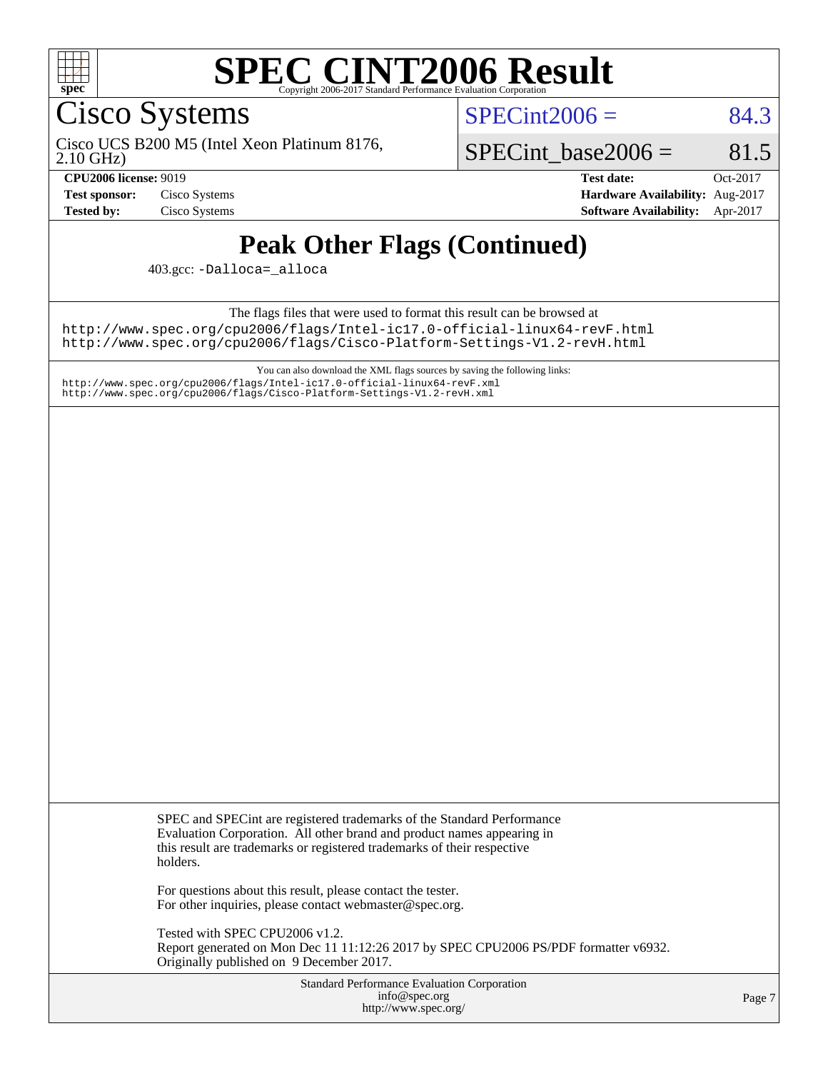# Peak Other Flags (Continued)

403.gcc: -Dalloca=_alloca

The flags files that were used to format this result can be browsed at
http://www.spec.org/cpu2006/flags/Intel-ic17.0-official-linux64-revF.html
http://www.spec.org/cpu2006/flags/Cisco-Platform-Settings-V1.2-revH.html

You can also download the XML flags sources by saving the following links:
http://www.spec.org/cpu2006/flags/Intel-ic17.0-official-linux64-revF.xml
http://www.spec.org/cpu2006/flags/Cisco-Platform-Settings-V1.2-revH.xml

SPEC and SPECint are registered trademarks of the Standard Performance Evaluation Corporation. All other brand and product names appearing in this result are trademarks or registered trademarks of their respective holders.

For questions about this result, please contact the tester.
For other inquiries, please contact webmaster@spec.org.

Tested with SPEC CPU2006 v1.2.
Report generated on Mon Dec 11 11:12:26 2017 by SPEC CPU2006 PS/PDF formatter v6932.
Originally published on 9 December 2017.